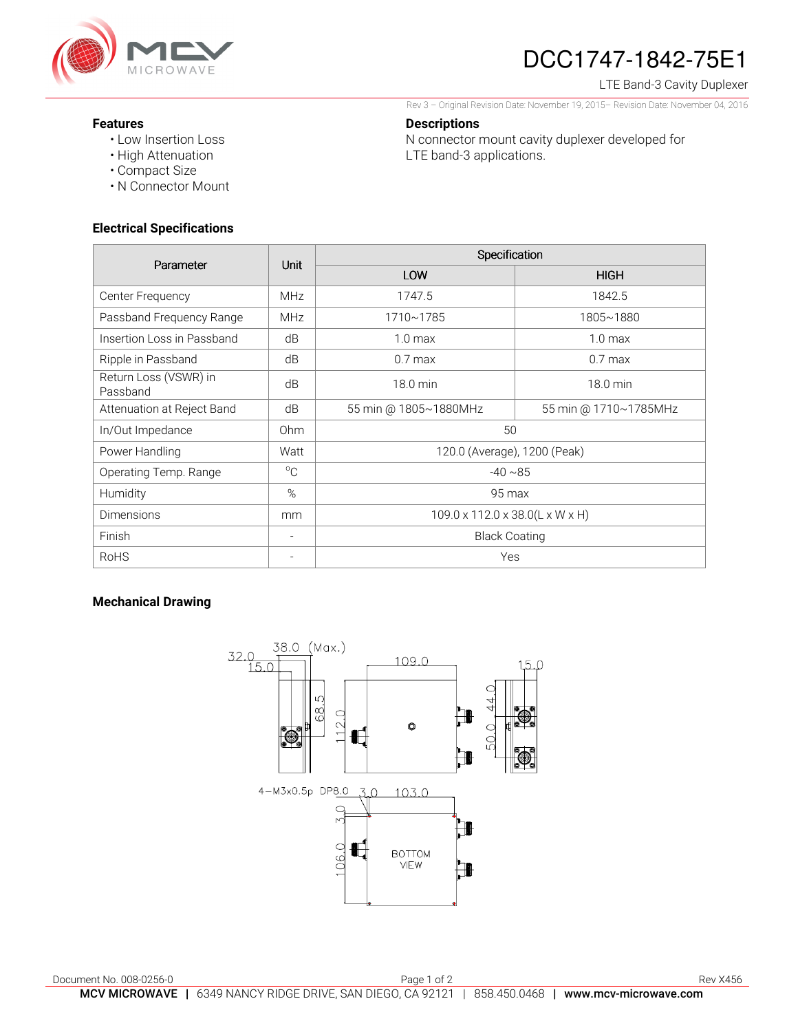# DCC1747-1842-75E1

LTE Band-3 Cavity Duplexer

Rev 3 – Original Revision Date: November 19, 2015– Revision Date: November 04, 2016

### Features

- Low Insertion Loss
- High Attenuation
- Compact Size
- N Connector Mount

### Descriptions

N connector mount cavity duplexer developed for LTE band-3 applications.

### Electrical Specifications

| Parameter | Unit | Specification | |
|---|---|---|---|
| | | LOW | HIGH |
| Center Frequency | MHz | 1747.5 | 1842.5 |
| Passband Frequency Range | MHz | 1710~1785 | 1805~1880 |
| Insertion Loss in Passband | dB | 1.0 max | 1.0 max |
| Ripple in Passband | dB | 0.7 max | 0.7 max |
| Return Loss (VSWR) in Passband | dB | 18.0 min | 18.0 min |
| Attenuation at Reject Band | dB | 55 min @ 1805~1880MHz | 55 min @ 1710~1785MHz |
| In/Out Impedance | Ohm | 50 | |
| Power Handling | Watt | 120.0 (Average), 1200 (Peak) | |
| Operating Temp. Range | °C | -40 ~85 | |
| Humidity | % | 95 max | |
| Dimensions | mm | 109.0 x 112.0 x 38.0(L x W x H) | |
| Finish | - | Black Coating | |
| RoHS | - | Yes | |

### Mechanical Drawing

38.0 (Max.) 32.0 15.0 68.5 109.0 112.0 15.0 44.0 50.0

4−M3x0.5p DP8.0 3.0 103.0 3.0 106.0 BOTTOM VIEW

Document No. 008-0256-0

Rev X456

**MCV MICROWAVE** | 6349 NANCY RIDGE DRIVE, SAN DIEGO, CA 92121 | 858.450.0468 | **www.mcv-microwave.com**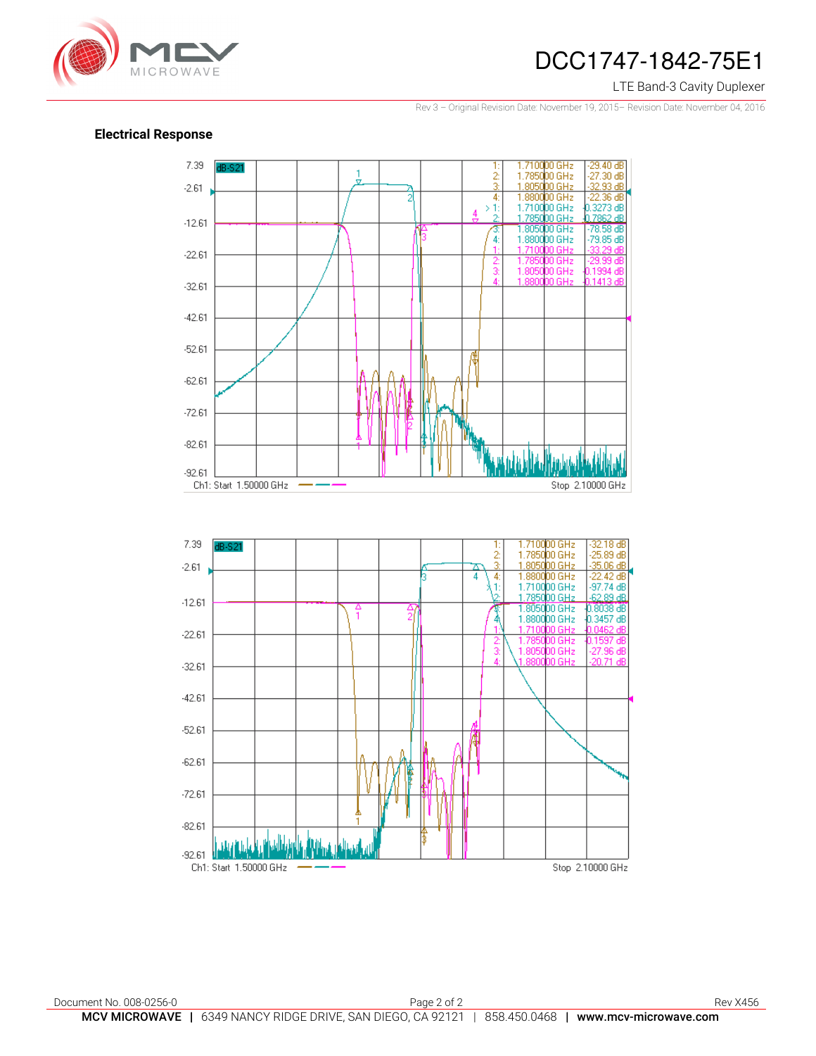# DCC1747-1842-75E1

LTE Band-3 Cavity Duplexer

Rev 3 – Original Revision Date: November 19, 2015– Revision Date: November 04, 2016

### Electrical Response

dB-S21

7.39
-2.61
-12.61
-22.61
-32.61
-42.61
-52.61
-62.61
-72.61
-82.61
-92.61

1: 1.710000 GHz -29.40 dB
2: 1.785000 GHz -27.30 dB
3: 1.805000 GHz -32.93 dB
4: 1.880000 GHz -22.36 dB
> 1: 1.710000 GHz -0.3273 dB
2: 1.785000 GHz -0.7862 dB
3: 1.805000 GHz -78.58 dB
4: 1.880000 GHz -79.85 dB
1: 1.710000 GHz -33.29 dB
2: 1.785000 GHz -29.99 dB
3: 1.805000 GHz -0.1994 dB
4: 1.880000 GHz -0.1413 dB

Ch1: Start 1.50000 GHz

Stop 2.10000 GHz

dB-S21

7.39
-2.61
-12.61
-22.61
-32.61
-42.61
-52.61
-62.61
-72.61
-82.61
-92.61

1: 1.710000 GHz -32.18 dB
2: 1.785000 GHz -25.89 dB
3: 1.805000 GHz -35.06 dB
4: 1.880000 GHz -22.42 dB
> 1: 1.710000 GHz -97.74 dB
2: 1.785000 GHz -62.89 dB
3: 1.805000 GHz -0.8038 dB
4: 1.880000 GHz -0.3457 dB
1: 1.710000 GHz -0.0462 dB
2: 1.785000 GHz -0.1597 dB
3: 1.805000 GHz -27.96 dB
4: 1.880000 GHz -20.71 dB

Ch1: Start 1.50000 GHz

Stop 2.10000 GHz

Document No. 008-0256-0 Rev X456

**MCV MICROWAVE** | 6349 NANCY RIDGE DRIVE, SAN DIEGO, CA 92121 | 858.450.0468 | **www.mcv-microwave.com**